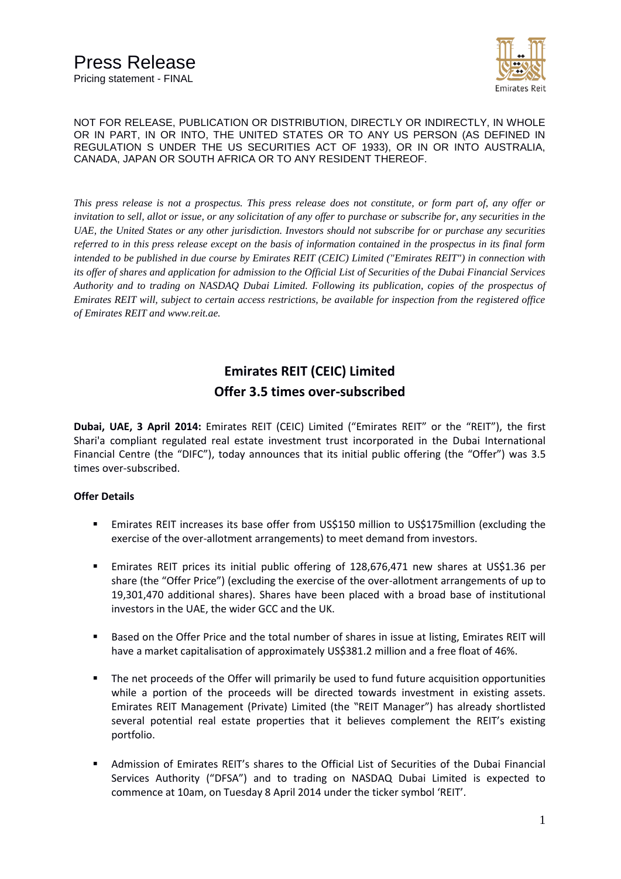# Press Release

Pricing statement - FINAL

Emirates Reit

NOT FOR RELEASE, PUBLICATION OR DISTRIBUTION, DIRECTLY OR INDIRECTLY, IN WHOLE OR IN PART, IN OR INTO, THE UNITED STATES OR TO ANY US PERSON (AS DEFINED IN REGULATION S UNDER THE US SECURITIES ACT OF 1933), OR IN OR INTO AUSTRALIA, CANADA, JAPAN OR SOUTH AFRICA OR TO ANY RESIDENT THEREOF.

*This press release is not a prospectus. This press release does not constitute, or form part of, any offer or invitation to sell, allot or issue, or any solicitation of any offer to purchase or subscribe for, any securities in the UAE, the United States or any other jurisdiction. Investors should not subscribe for or purchase any securities referred to in this press release except on the basis of information contained in the prospectus in its final form intended to be published in due course by Emirates REIT (CEIC) Limited ("Emirates REIT") in connection with its offer of shares and application for admission to the Official List of Securities of the Dubai Financial Services Authority and to trading on NASDAQ Dubai Limited. Following its publication, copies of the prospectus of Emirates REIT will, subject to certain access restrictions, be available for inspection from the registered office of Emirates REIT and www.reit.ae.*

## Emirates REIT (CEIC) Limited
## Offer 3.5 times over-subscribed

**Dubai, UAE, 3 April 2014:** Emirates REIT (CEIC) Limited ("Emirates REIT" or the "REIT"), the first Shari'a compliant regulated real estate investment trust incorporated in the Dubai International Financial Centre (the "DIFC"), today announces that its initial public offering (the "Offer") was 3.5 times over-subscribed.

**Offer Details**

- Emirates REIT increases its base offer from US$150 million to US$175million (excluding the exercise of the over-allotment arrangements) to meet demand from investors.
- Emirates REIT prices its initial public offering of 128,676,471 new shares at US$1.36 per share (the "Offer Price") (excluding the exercise of the over-allotment arrangements of up to 19,301,470 additional shares). Shares have been placed with a broad base of institutional investors in the UAE, the wider GCC and the UK.
- Based on the Offer Price and the total number of shares in issue at listing, Emirates REIT will have a market capitalisation of approximately US$381.2 million and a free float of 46%.
- The net proceeds of the Offer will primarily be used to fund future acquisition opportunities while a portion of the proceeds will be directed towards investment in existing assets. Emirates REIT Management (Private) Limited (the "REIT Manager") has already shortlisted several potential real estate properties that it believes complement the REIT's existing portfolio.
- Admission of Emirates REIT's shares to the Official List of Securities of the Dubai Financial Services Authority ("DFSA") and to trading on NASDAQ Dubai Limited is expected to commence at 10am, on Tuesday 8 April 2014 under the ticker symbol 'REIT'.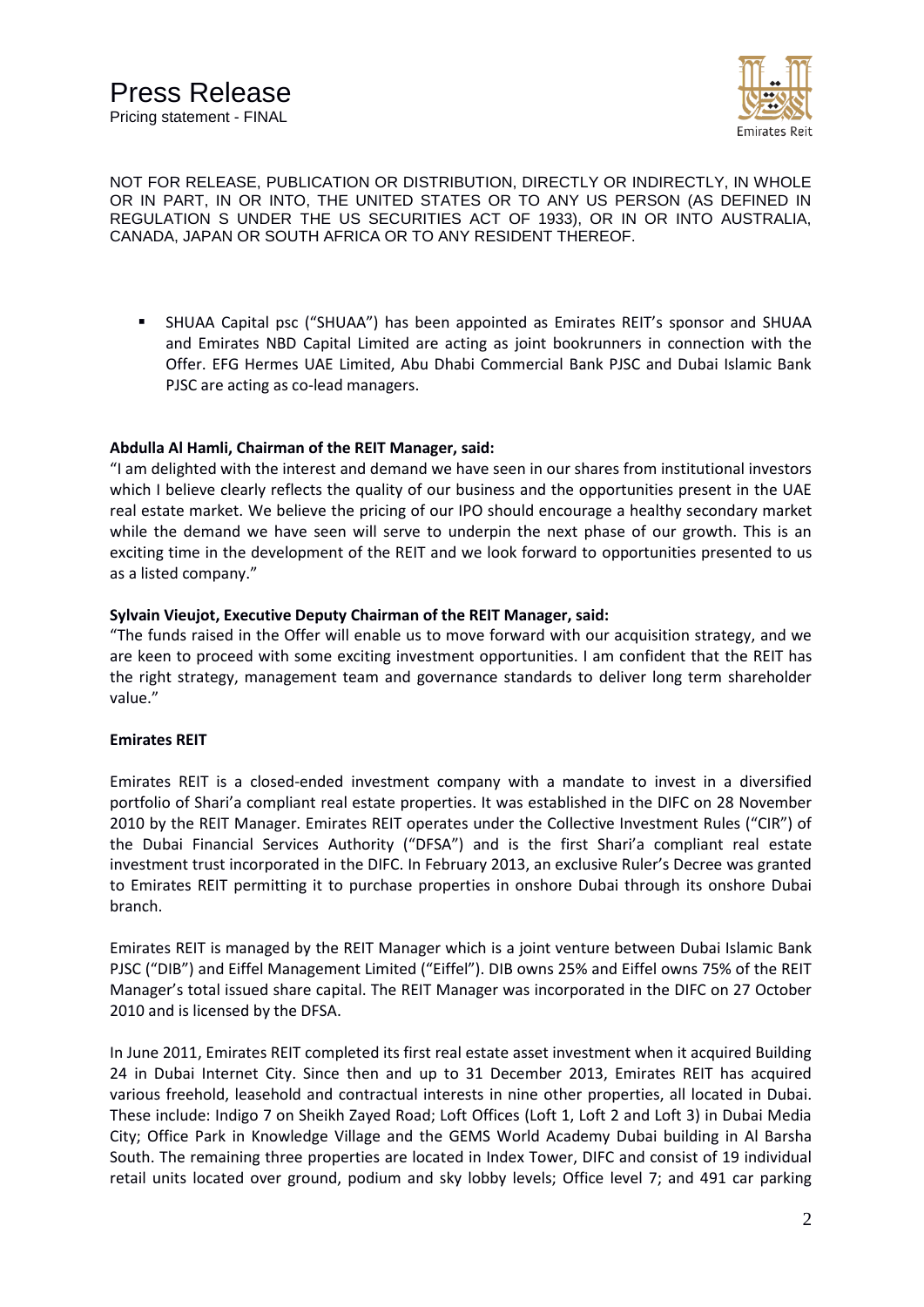NOT FOR RELEASE, PUBLICATION OR DISTRIBUTION, DIRECTLY OR INDIRECTLY, IN WHOLE OR IN PART, IN OR INTO, THE UNITED STATES OR TO ANY US PERSON (AS DEFINED IN REGULATION S UNDER THE US SECURITIES ACT OF 1933), OR IN OR INTO AUSTRALIA, CANADA, JAPAN OR SOUTH AFRICA OR TO ANY RESIDENT THEREOF.

- SHUAA Capital psc ("SHUAA") has been appointed as Emirates REIT's sponsor and SHUAA and Emirates NBD Capital Limited are acting as joint bookrunners in connection with the Offer. EFG Hermes UAE Limited, Abu Dhabi Commercial Bank PJSC and Dubai Islamic Bank PJSC are acting as co-lead managers.

**Abdulla Al Hamli, Chairman of the REIT Manager, said:**

"I am delighted with the interest and demand we have seen in our shares from institutional investors which I believe clearly reflects the quality of our business and the opportunities present in the UAE real estate market. We believe the pricing of our IPO should encourage a healthy secondary market while the demand we have seen will serve to underpin the next phase of our growth. This is an exciting time in the development of the REIT and we look forward to opportunities presented to us as a listed company."

**Sylvain Vieujot, Executive Deputy Chairman of the REIT Manager, said:**

"The funds raised in the Offer will enable us to move forward with our acquisition strategy, and we are keen to proceed with some exciting investment opportunities. I am confident that the REIT has the right strategy, management team and governance standards to deliver long term shareholder value."

**Emirates REIT**

Emirates REIT is a closed-ended investment company with a mandate to invest in a diversified portfolio of Shari'a compliant real estate properties. It was established in the DIFC on 28 November 2010 by the REIT Manager. Emirates REIT operates under the Collective Investment Rules ("CIR") of the Dubai Financial Services Authority ("DFSA") and is the first Shari'a compliant real estate investment trust incorporated in the DIFC. In February 2013, an exclusive Ruler's Decree was granted to Emirates REIT permitting it to purchase properties in onshore Dubai through its onshore Dubai branch.

Emirates REIT is managed by the REIT Manager which is a joint venture between Dubai Islamic Bank PJSC ("DIB") and Eiffel Management Limited ("Eiffel"). DIB owns 25% and Eiffel owns 75% of the REIT Manager's total issued share capital. The REIT Manager was incorporated in the DIFC on 27 October 2010 and is licensed by the DFSA.

In June 2011, Emirates REIT completed its first real estate asset investment when it acquired Building 24 in Dubai Internet City. Since then and up to 31 December 2013, Emirates REIT has acquired various freehold, leasehold and contractual interests in nine other properties, all located in Dubai. These include: Indigo 7 on Sheikh Zayed Road; Loft Offices (Loft 1, Loft 2 and Loft 3) in Dubai Media City; Office Park in Knowledge Village and the GEMS World Academy Dubai building in Al Barsha South. The remaining three properties are located in Index Tower, DIFC and consist of 19 individual retail units located over ground, podium and sky lobby levels; Office level 7; and 491 car parking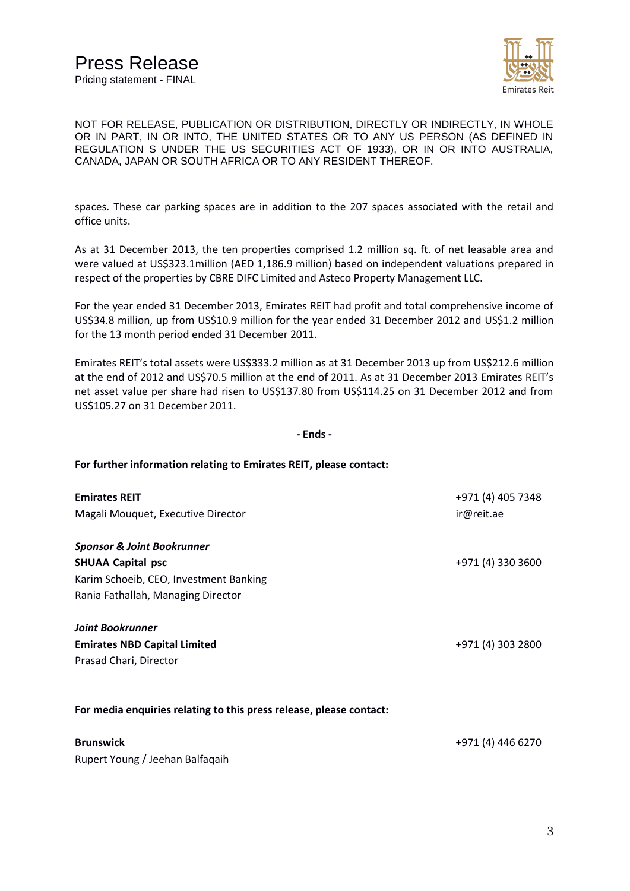NOT FOR RELEASE, PUBLICATION OR DISTRIBUTION, DIRECTLY OR INDIRECTLY, IN WHOLE OR IN PART, IN OR INTO, THE UNITED STATES OR TO ANY US PERSON (AS DEFINED IN REGULATION S UNDER THE US SECURITIES ACT OF 1933), OR IN OR INTO AUSTRALIA, CANADA, JAPAN OR SOUTH AFRICA OR TO ANY RESIDENT THEREOF.

spaces. These car parking spaces are in addition to the 207 spaces associated with the retail and office units.

As at 31 December 2013, the ten properties comprised 1.2 million sq. ft. of net leasable area and were valued at US$323.1million (AED 1,186.9 million) based on independent valuations prepared in respect of the properties by CBRE DIFC Limited and Asteco Property Management LLC.

For the year ended 31 December 2013, Emirates REIT had profit and total comprehensive income of US$34.8 million, up from US$10.9 million for the year ended 31 December 2012 and US$1.2 million for the 13 month period ended 31 December 2011.

Emirates REIT's total assets were US$333.2 million as at 31 December 2013 up from US$212.6 million at the end of 2012 and US$70.5 million at the end of 2011. As at 31 December 2013 Emirates REIT's net asset value per share had risen to US$137.80 from US$114.25 on 31 December 2012 and from US$105.27 on 31 December 2011.

**- Ends -**

**For further information relating to Emirates REIT, please contact:**

**Emirates REIT** — +971 (4) 405 7348
Magali Mouquet, Executive Director — ir@reit.ae

***Sponsor & Joint Bookrunner***
**SHUAA Capital psc** — +971 (4) 330 3600
Karim Schoeib, CEO, Investment Banking
Rania Fathallah, Managing Director

***Joint Bookrunner***
**Emirates NBD Capital Limited** — +971 (4) 303 2800
Prasad Chari, Director

**For media enquiries relating to this press release, please contact:**

**Brunswick** — +971 (4) 446 6270
Rupert Young / Jeehan Balfaqaih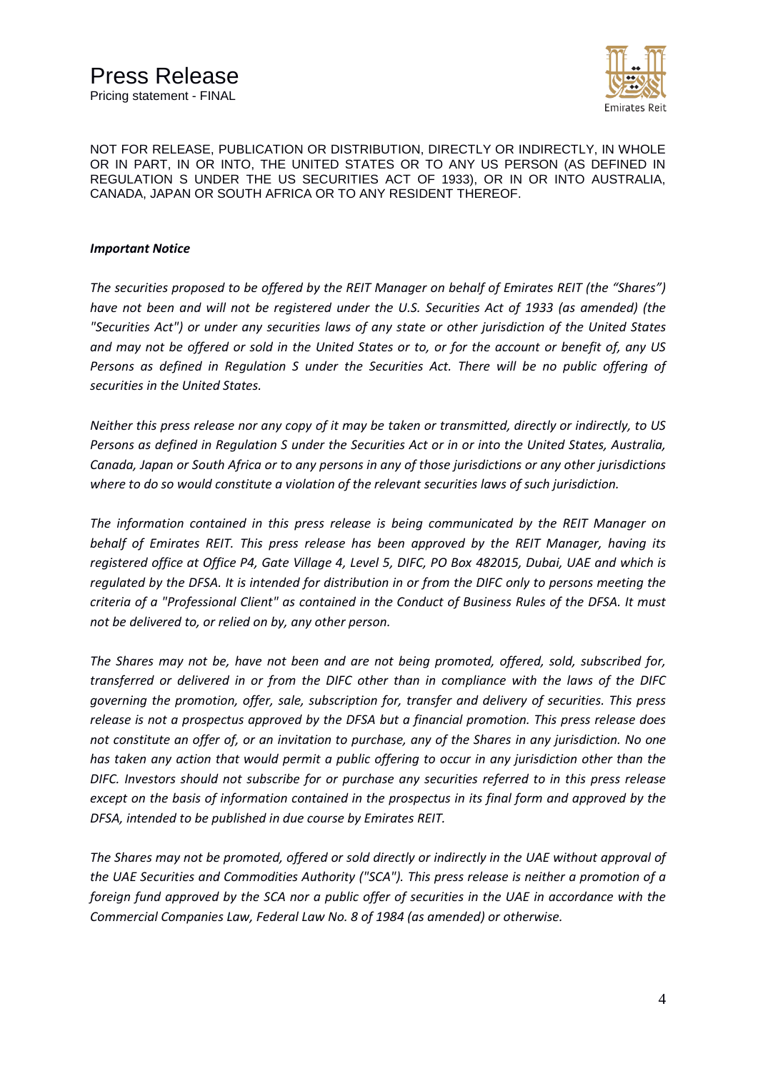# Press Release

Pricing statement - FINAL

NOT FOR RELEASE, PUBLICATION OR DISTRIBUTION, DIRECTLY OR INDIRECTLY, IN WHOLE OR IN PART, IN OR INTO, THE UNITED STATES OR TO ANY US PERSON (AS DEFINED IN REGULATION S UNDER THE US SECURITIES ACT OF 1933), OR IN OR INTO AUSTRALIA, CANADA, JAPAN OR SOUTH AFRICA OR TO ANY RESIDENT THEREOF.

***Important Notice***

*The securities proposed to be offered by the REIT Manager on behalf of Emirates REIT (the "Shares") have not been and will not be registered under the U.S. Securities Act of 1933 (as amended) (the "Securities Act") or under any securities laws of any state or other jurisdiction of the United States and may not be offered or sold in the United States or to, or for the account or benefit of, any US Persons as defined in Regulation S under the Securities Act. There will be no public offering of securities in the United States.*

*Neither this press release nor any copy of it may be taken or transmitted, directly or indirectly, to US Persons as defined in Regulation S under the Securities Act or in or into the United States, Australia, Canada, Japan or South Africa or to any persons in any of those jurisdictions or any other jurisdictions where to do so would constitute a violation of the relevant securities laws of such jurisdiction.*

*The information contained in this press release is being communicated by the REIT Manager on behalf of Emirates REIT. This press release has been approved by the REIT Manager, having its registered office at Office P4, Gate Village 4, Level 5, DIFC, PO Box 482015, Dubai, UAE and which is regulated by the DFSA. It is intended for distribution in or from the DIFC only to persons meeting the criteria of a "Professional Client" as contained in the Conduct of Business Rules of the DFSA. It must not be delivered to, or relied on by, any other person.*

*The Shares may not be, have not been and are not being promoted, offered, sold, subscribed for, transferred or delivered in or from the DIFC other than in compliance with the laws of the DIFC governing the promotion, offer, sale, subscription for, transfer and delivery of securities. This press release is not a prospectus approved by the DFSA but a financial promotion. This press release does not constitute an offer of, or an invitation to purchase, any of the Shares in any jurisdiction. No one has taken any action that would permit a public offering to occur in any jurisdiction other than the DIFC. Investors should not subscribe for or purchase any securities referred to in this press release except on the basis of information contained in the prospectus in its final form and approved by the DFSA, intended to be published in due course by Emirates REIT.*

*The Shares may not be promoted, offered or sold directly or indirectly in the UAE without approval of the UAE Securities and Commodities Authority ("SCA"). This press release is neither a promotion of a foreign fund approved by the SCA nor a public offer of securities in the UAE in accordance with the Commercial Companies Law, Federal Law No. 8 of 1984 (as amended) or otherwise.*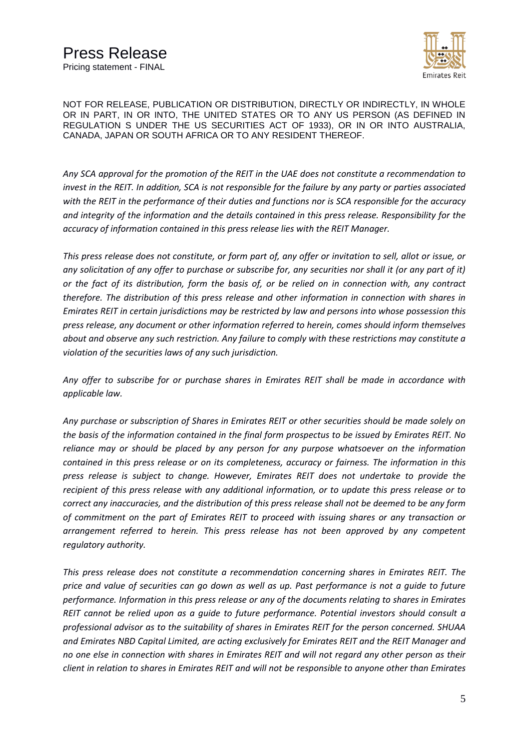NOT FOR RELEASE, PUBLICATION OR DISTRIBUTION, DIRECTLY OR INDIRECTLY, IN WHOLE OR IN PART, IN OR INTO, THE UNITED STATES OR TO ANY US PERSON (AS DEFINED IN REGULATION S UNDER THE US SECURITIES ACT OF 1933), OR IN OR INTO AUSTRALIA, CANADA, JAPAN OR SOUTH AFRICA OR TO ANY RESIDENT THEREOF.

*Any SCA approval for the promotion of the REIT in the UAE does not constitute a recommendation to invest in the REIT. In addition, SCA is not responsible for the failure by any party or parties associated with the REIT in the performance of their duties and functions nor is SCA responsible for the accuracy and integrity of the information and the details contained in this press release. Responsibility for the accuracy of information contained in this press release lies with the REIT Manager.*

*This press release does not constitute, or form part of, any offer or invitation to sell, allot or issue, or any solicitation of any offer to purchase or subscribe for, any securities nor shall it (or any part of it) or the fact of its distribution, form the basis of, or be relied on in connection with, any contract therefore. The distribution of this press release and other information in connection with shares in Emirates REIT in certain jurisdictions may be restricted by law and persons into whose possession this press release, any document or other information referred to herein, comes should inform themselves about and observe any such restriction. Any failure to comply with these restrictions may constitute a violation of the securities laws of any such jurisdiction.*

*Any offer to subscribe for or purchase shares in Emirates REIT shall be made in accordance with applicable law.*

*Any purchase or subscription of Shares in Emirates REIT or other securities should be made solely on the basis of the information contained in the final form prospectus to be issued by Emirates REIT. No reliance may or should be placed by any person for any purpose whatsoever on the information contained in this press release or on its completeness, accuracy or fairness. The information in this press release is subject to change. However, Emirates REIT does not undertake to provide the recipient of this press release with any additional information, or to update this press release or to correct any inaccuracies, and the distribution of this press release shall not be deemed to be any form of commitment on the part of Emirates REIT to proceed with issuing shares or any transaction or arrangement referred to herein. This press release has not been approved by any competent regulatory authority.*

*This press release does not constitute a recommendation concerning shares in Emirates REIT. The price and value of securities can go down as well as up. Past performance is not a guide to future performance. Information in this press release or any of the documents relating to shares in Emirates REIT cannot be relied upon as a guide to future performance. Potential investors should consult a professional advisor as to the suitability of shares in Emirates REIT for the person concerned. SHUAA and Emirates NBD Capital Limited, are acting exclusively for Emirates REIT and the REIT Manager and no one else in connection with shares in Emirates REIT and will not regard any other person as their client in relation to shares in Emirates REIT and will not be responsible to anyone other than Emirates*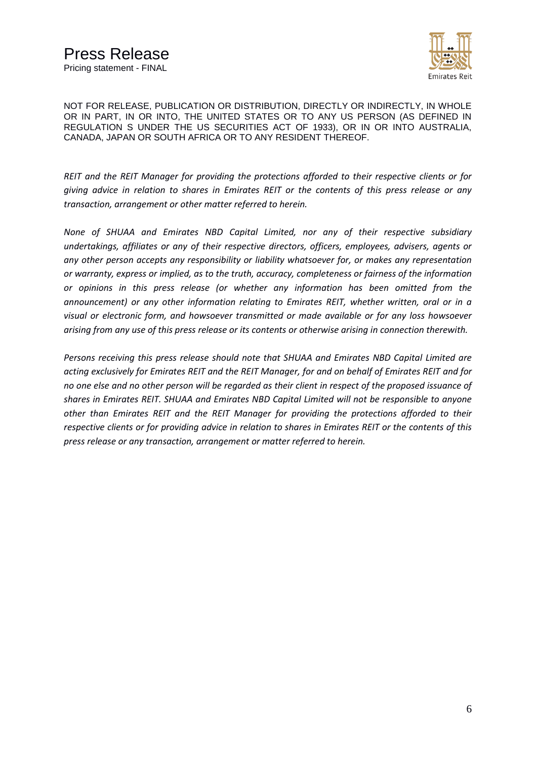NOT FOR RELEASE, PUBLICATION OR DISTRIBUTION, DIRECTLY OR INDIRECTLY, IN WHOLE OR IN PART, IN OR INTO, THE UNITED STATES OR TO ANY US PERSON (AS DEFINED IN REGULATION S UNDER THE US SECURITIES ACT OF 1933), OR IN OR INTO AUSTRALIA, CANADA, JAPAN OR SOUTH AFRICA OR TO ANY RESIDENT THEREOF.

*REIT and the REIT Manager for providing the protections afforded to their respective clients or for giving advice in relation to shares in Emirates REIT or the contents of this press release or any transaction, arrangement or other matter referred to herein.*

*None of SHUAA and Emirates NBD Capital Limited, nor any of their respective subsidiary undertakings, affiliates or any of their respective directors, officers, employees, advisers, agents or any other person accepts any responsibility or liability whatsoever for, or makes any representation or warranty, express or implied, as to the truth, accuracy, completeness or fairness of the information or opinions in this press release (or whether any information has been omitted from the announcement) or any other information relating to Emirates REIT, whether written, oral or in a visual or electronic form, and howsoever transmitted or made available or for any loss howsoever arising from any use of this press release or its contents or otherwise arising in connection therewith.*

*Persons receiving this press release should note that SHUAA and Emirates NBD Capital Limited are acting exclusively for Emirates REIT and the REIT Manager, for and on behalf of Emirates REIT and for no one else and no other person will be regarded as their client in respect of the proposed issuance of shares in Emirates REIT. SHUAA and Emirates NBD Capital Limited will not be responsible to anyone other than Emirates REIT and the REIT Manager for providing the protections afforded to their respective clients or for providing advice in relation to shares in Emirates REIT or the contents of this press release or any transaction, arrangement or matter referred to herein.*